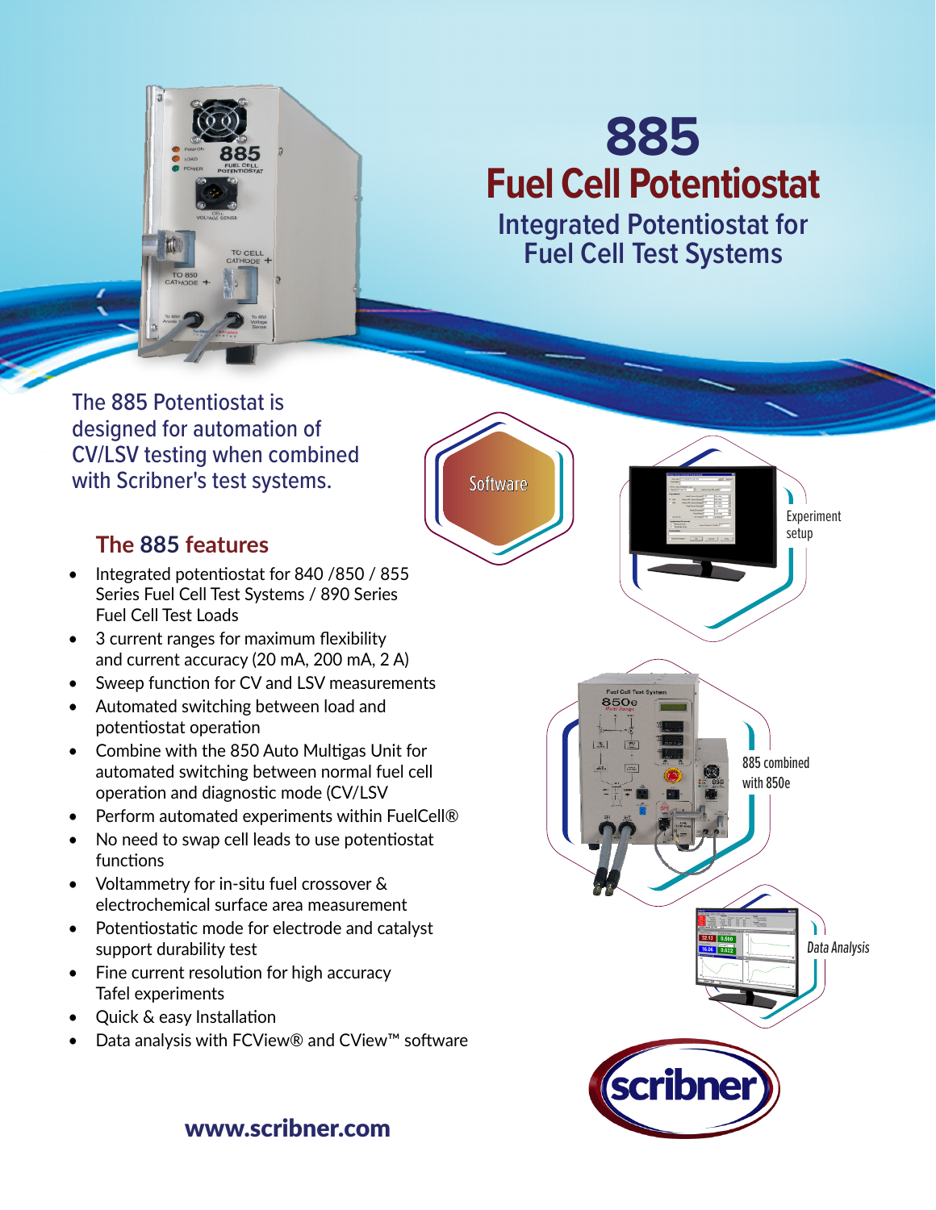# 885

## Fuel Cell Potentiostat

### Integrated Potentiostat for Fuel Cell Test Systems

The 885 Potentiostat is designed for automation of CV/LSV testing when combined with Scribner's test systems.

Software

Experiment setup

885 combined with 850e

Data Analysis

## The 885 features

- Integrated potentiostat for 840 /850 / 855 Series Fuel Cell Test Systems / 890 Series Fuel Cell Test Loads
- 3 current ranges for maximum flexibility and current accuracy (20 mA, 200 mA, 2 A)
- Sweep function for CV and LSV measurements
- Automated switching between load and potentiostat operation
- Combine with the 850 Auto Multigas Unit for automated switching between normal fuel cell operation and diagnostic mode (CV/LSV
- Perform automated experiments within FuelCell®
- No need to swap cell leads to use potentiostat functions
- Voltammetry for in-situ fuel crossover & electrochemical surface area measurement
- Potentiostatic mode for electrode and catalyst support durability test
- Fine current resolution for high accuracy Tafel experiments
- Quick & easy Installation
- Data analysis with FCView® and CView™ software

**www.scribner.com**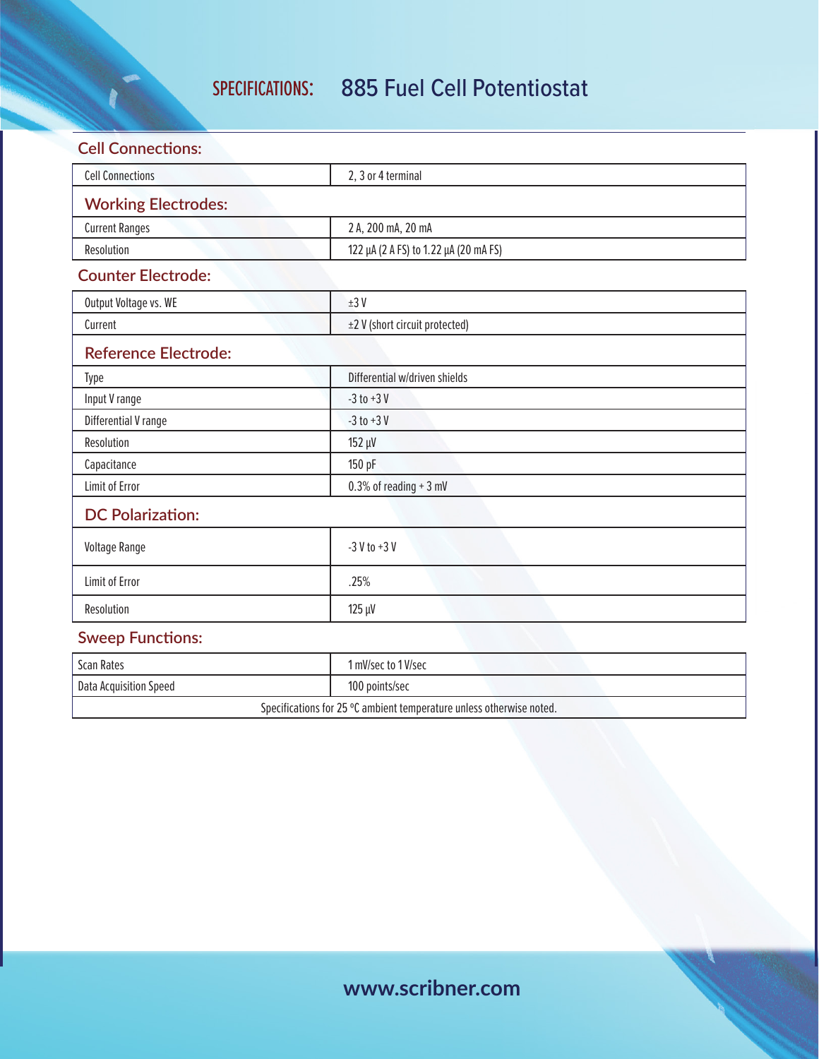# SPECIFICATIONS: 885 Fuel Cell Potentiostat

## Cell Connections:

| | |
|---|---|
| Cell Connections | 2, 3 or 4 terminal |

## Working Electrodes:

| | |
|---|---|
| Current Ranges | 2 A, 200 mA, 20 mA |
| Resolution | 122 µA (2 A FS) to 1.22 µA (20 mA FS) |

## Counter Electrode:

| | |
|---|---|
| Output Voltage vs. WE | ±3 V |
| Current | ±2 V (short circuit protected) |

## Reference Electrode:

| | |
|---|---|
| Type | Differential w/driven shields |
| Input V range | -3 to +3 V |
| Differential V range | -3 to +3 V |
| Resolution | 152 µV |
| Capacitance | 150 pF |
| Limit of Error | 0.3% of reading + 3 mV |

## DC Polarization:

| | |
|---|---|
| Voltage Range | -3 V to +3 V |
| Limit of Error | .25% |
| Resolution | 125 µV |

## Sweep Functions:

| | |
|---|---|
| Scan Rates | 1 mV/sec to 1 V/sec |
| Data Acquisition Speed | 100 points/sec |

Specifications for 25 °C ambient temperature unless otherwise noted.

**www.scribner.com**